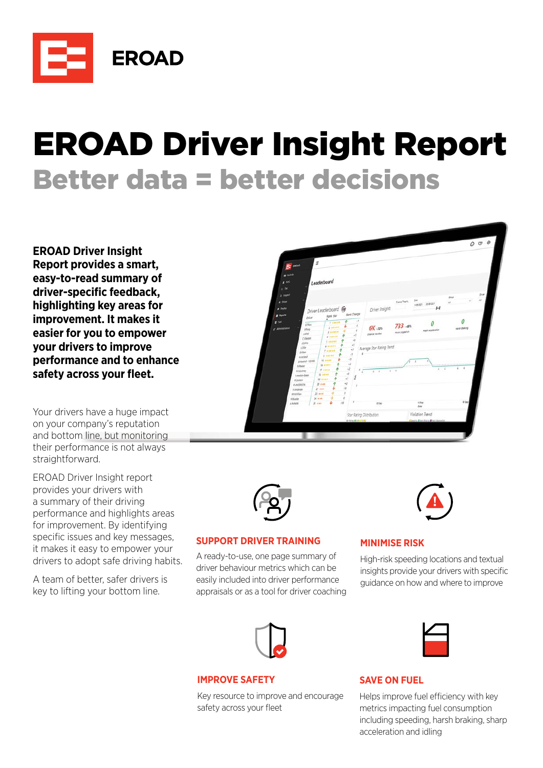EROAD

# EROAD Driver Insight Report

## Better data = better decisions

**EROAD Driver Insight Report provides a smart, easy-to-read summary of driver-specific feedback, highlighting key areas for improvement. It makes it easier for you to empower your drivers to improve performance and to enhance safety across your fleet.**

Your drivers have a huge impact on your company's reputation and bottom line, but monitoring their performance is not always straightforward.

EROAD Driver Insight report provides your drivers with a summary of their driving performance and highlights areas for improvement. By identifying specific issues and key messages, it makes it easy to empower your drivers to adopt safe driving habits.

A team of better, safer drivers is key to lifting your bottom line.

### SUPPORT DRIVER TRAINING

A ready-to-use, one page summary of driver behaviour metrics which can be easily included into driver performance appraisals or as a tool for driver coaching

### MINIMISE RISK

High-risk speeding locations and textual insights provide your drivers with specific guidance on how and where to improve

### IMPROVE SAFETY

Key resource to improve and encourage safety across your fleet

### SAVE ON FUEL

Helps improve fuel efficiency with key metrics impacting fuel consumption including speeding, harsh braking, sharp acceleration and idling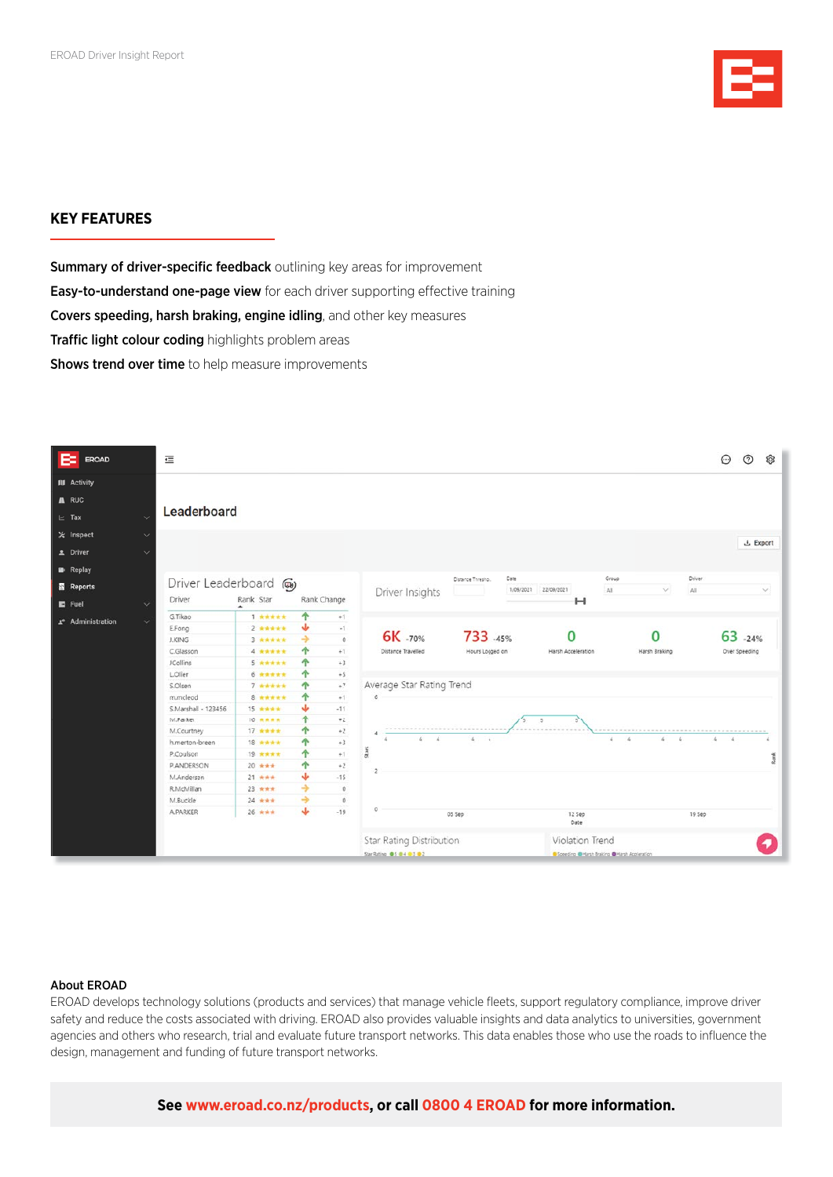## KEY FEATURES

**Summary of driver-specific feedback** outlining key areas for improvement

**Easy-to-understand one-page view** for each driver supporting effective training

**Covers speeding, harsh braking, engine idling**, and other key measures

**Traffic light colour coding** highlights problem areas

**Shows trend over time** to help measure improvements

### About EROAD

EROAD develops technology solutions (products and services) that manage vehicle fleets, support regulatory compliance, improve driver safety and reduce the costs associated with driving. EROAD also provides valuable insights and data analytics to universities, government agencies and others who research, trial and evaluate future transport networks. This data enables those who use the roads to influence the design, management and funding of future transport networks.

**See www.eroad.co.nz/products, or call 0800 4 EROAD for more information.**